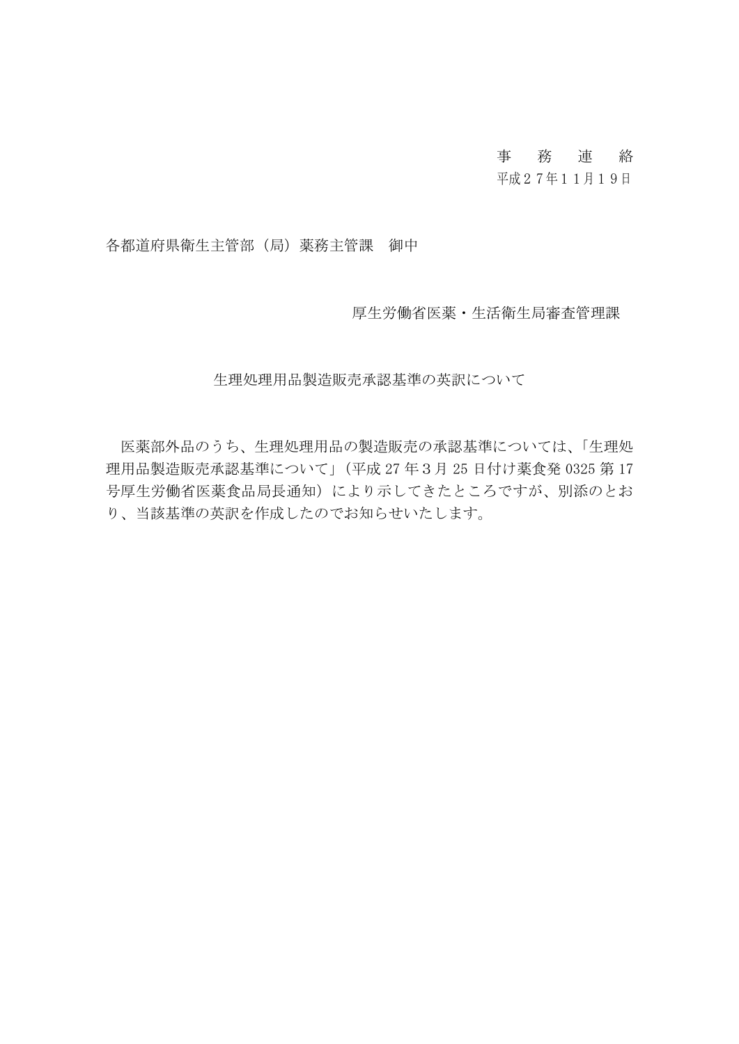事　務　連　絡

平成２７年１１月１９日

各都道府県衛生主管部（局）薬務主管課　御中

厚生労働省医薬・生活衛生局審査管理課

生理処理用品製造販売承認基準の英訳について

医薬部外品のうち、生理処理用品の製造販売の承認基準については、「生理処理用品製造販売承認基準について」（平成 27 年 3 月 25 日付け薬食発 0325 第 17 号厚生労働省医薬食品局長通知）により示してきたところですが、別添のとおり、当該基準の英訳を作成したのでお知らせいたします。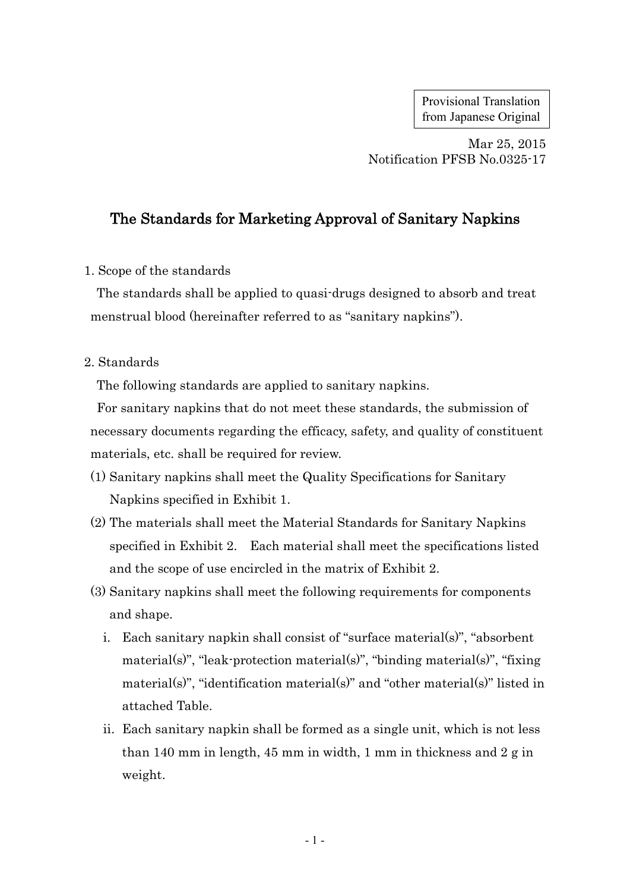Provisional Translation from Japanese Original

Mar 25, 2015
Notification PFSB No.0325-17

# The Standards for Marketing Approval of Sanitary Napkins

1. Scope of the standards

The standards shall be applied to quasi-drugs designed to absorb and treat menstrual blood (hereinafter referred to as "sanitary napkins").

2. Standards

The following standards are applied to sanitary napkins.

For sanitary napkins that do not meet these standards, the submission of necessary documents regarding the efficacy, safety, and quality of constituent materials, etc. shall be required for review.

(1) Sanitary napkins shall meet the Quality Specifications for Sanitary Napkins specified in Exhibit 1.

(2) The materials shall meet the Material Standards for Sanitary Napkins specified in Exhibit 2. Each material shall meet the specifications listed and the scope of use encircled in the matrix of Exhibit 2.

(3) Sanitary napkins shall meet the following requirements for components and shape.

i. Each sanitary napkin shall consist of "surface material(s)", "absorbent material(s)", "leak-protection material(s)", "binding material(s)", "fixing material(s)", "identification material(s)" and "other material(s)" listed in attached Table.

ii. Each sanitary napkin shall be formed as a single unit, which is not less than 140 mm in length, 45 mm in width, 1 mm in thickness and 2 g in weight.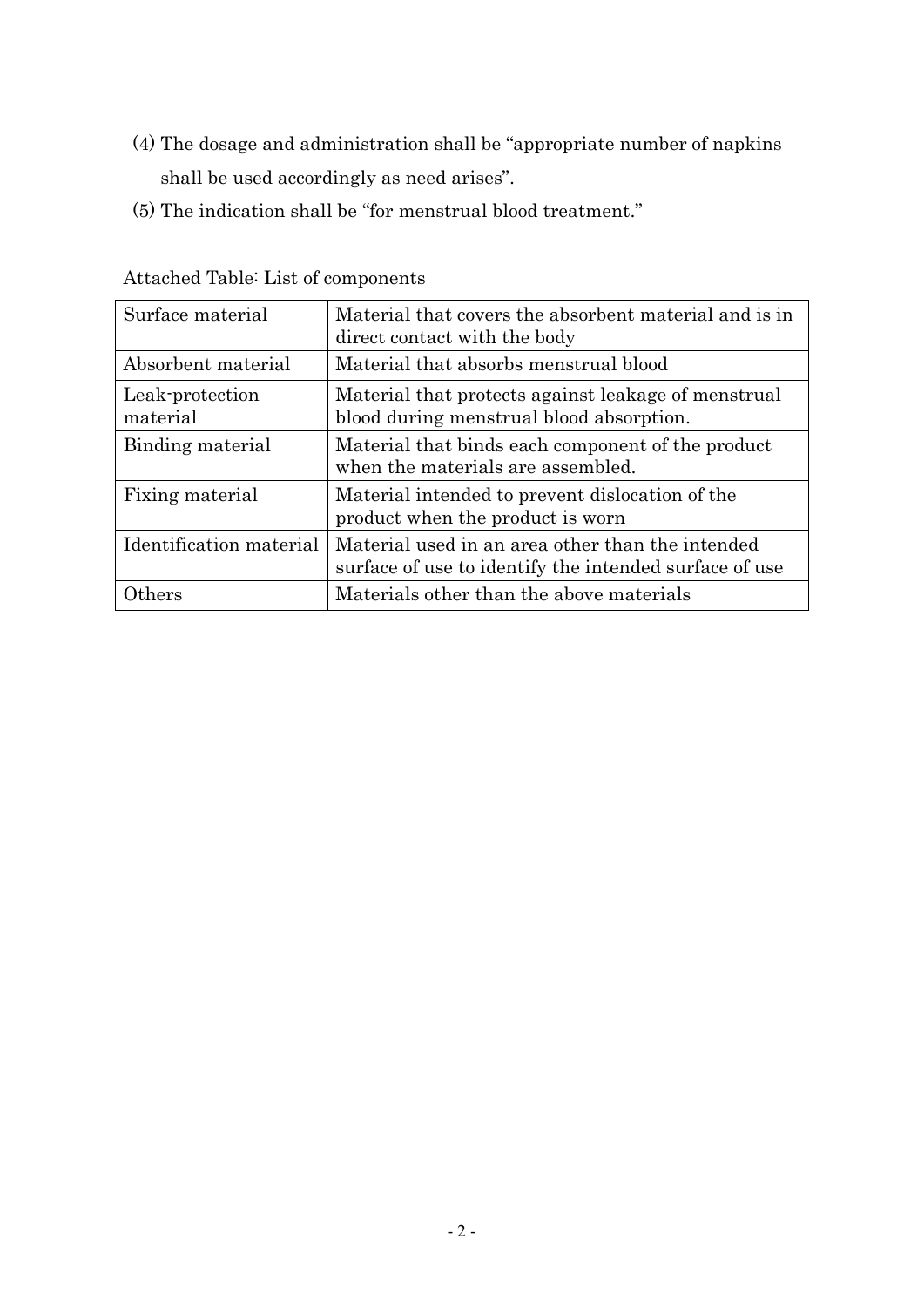(4) The dosage and administration shall be "appropriate number of napkins shall be used accordingly as need arises".

(5) The indication shall be "for menstrual blood treatment."

Attached Table: List of components

| Surface material | Material that covers the absorbent material and is in direct contact with the body |
|---|---|
| Absorbent material | Material that absorbs menstrual blood |
| Leak-protection material | Material that protects against leakage of menstrual blood during menstrual blood absorption. |
| Binding material | Material that binds each component of the product when the materials are assembled. |
| Fixing material | Material intended to prevent dislocation of the product when the product is worn |
| Identification material | Material used in an area other than the intended surface of use to identify the intended surface of use |
| Others | Materials other than the above materials |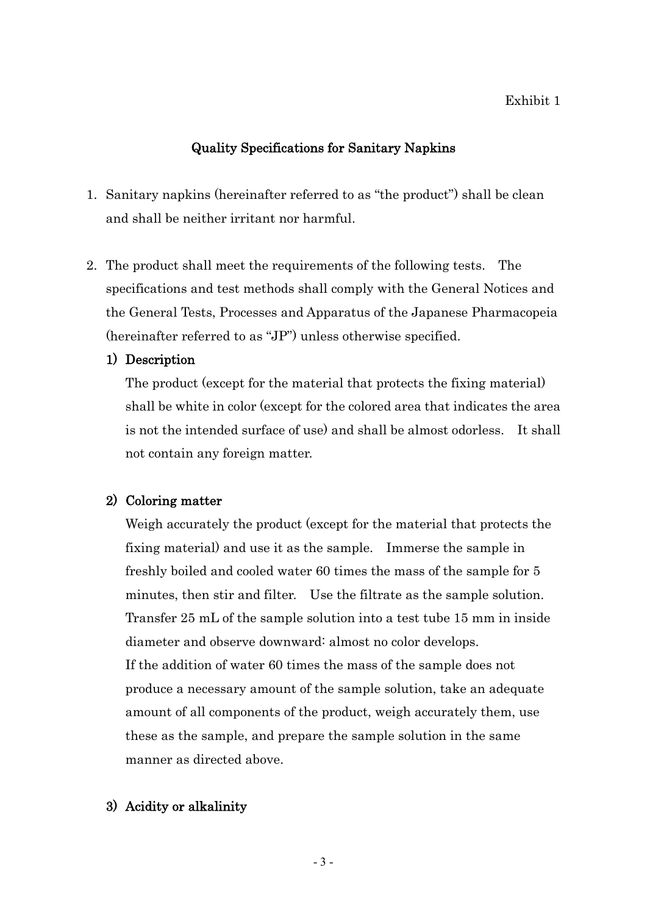Exhibit 1

## Quality Specifications for Sanitary Napkins

1. Sanitary napkins (hereinafter referred to as "the product") shall be clean and shall be neither irritant nor harmful.

2. The product shall meet the requirements of the following tests. The specifications and test methods shall comply with the General Notices and the General Tests, Processes and Apparatus of the Japanese Pharmacopeia (hereinafter referred to as "JP") unless otherwise specified.

### 1) Description

The product (except for the material that protects the fixing material) shall be white in color (except for the colored area that indicates the area is not the intended surface of use) and shall be almost odorless. It shall not contain any foreign matter.

### 2) Coloring matter

Weigh accurately the product (except for the material that protects the fixing material) and use it as the sample. Immerse the sample in freshly boiled and cooled water 60 times the mass of the sample for 5 minutes, then stir and filter. Use the filtrate as the sample solution. Transfer 25 mL of the sample solution into a test tube 15 mm in inside diameter and observe downward: almost no color develops.

If the addition of water 60 times the mass of the sample does not produce a necessary amount of the sample solution, take an adequate amount of all components of the product, weigh accurately them, use these as the sample, and prepare the sample solution in the same manner as directed above.

### 3) Acidity or alkalinity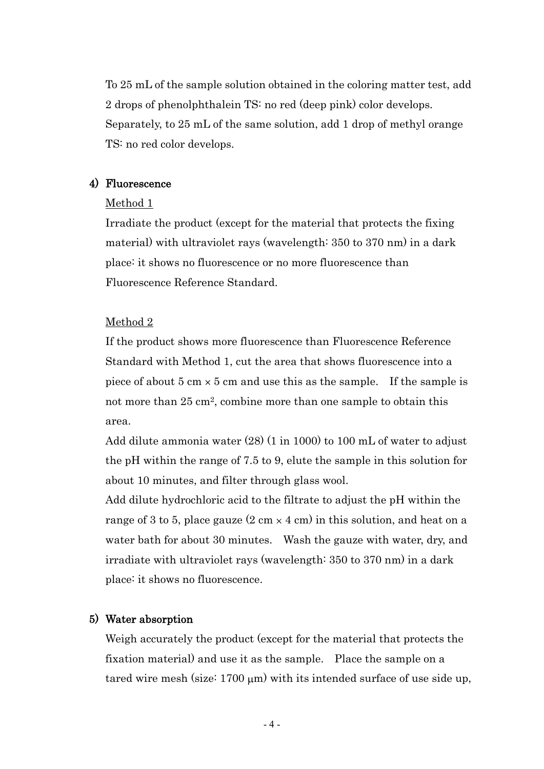To 25 mL of the sample solution obtained in the coloring matter test, add 2 drops of phenolphthalein TS: no red (deep pink) color develops. Separately, to 25 mL of the same solution, add 1 drop of methyl orange TS: no red color develops.

### 4) Fluorescence

Method 1

Irradiate the product (except for the material that protects the fixing material) with ultraviolet rays (wavelength: 350 to 370 nm) in a dark place: it shows no fluorescence or no more fluorescence than Fluorescence Reference Standard.

Method 2

If the product shows more fluorescence than Fluorescence Reference Standard with Method 1, cut the area that shows fluorescence into a piece of about 5 cm × 5 cm and use this as the sample. If the sample is not more than 25 $cm^2$, combine more than one sample to obtain this area.

Add dilute ammonia water (28) (1 in 1000) to 100 mL of water to adjust the pH within the range of 7.5 to 9, elute the sample in this solution for about 10 minutes, and filter through glass wool.

Add dilute hydrochloric acid to the filtrate to adjust the pH within the range of 3 to 5, place gauze (2 cm × 4 cm) in this solution, and heat on a water bath for about 30 minutes. Wash the gauze with water, dry, and irradiate with ultraviolet rays (wavelength: 350 to 370 nm) in a dark place: it shows no fluorescence.

### 5) Water absorption

Weigh accurately the product (except for the material that protects the fixation material) and use it as the sample. Place the sample on a tared wire mesh (size: 1700 μm) with its intended surface of use side up,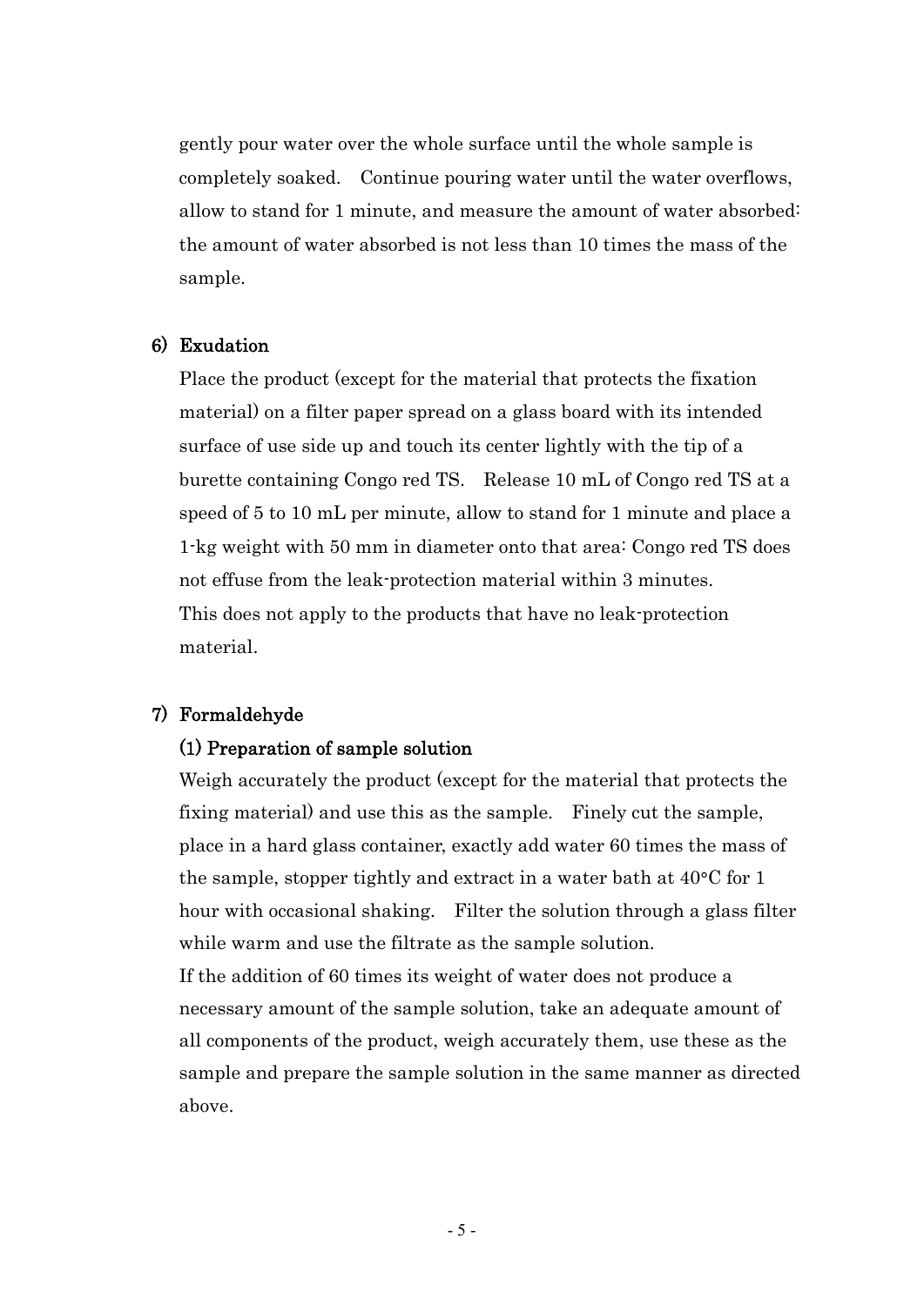gently pour water over the whole surface until the whole sample is completely soaked. Continue pouring water until the water overflows, allow to stand for 1 minute, and measure the amount of water absorbed: the amount of water absorbed is not less than 10 times the mass of the sample.

### 6) Exudation

Place the product (except for the material that protects the fixation material) on a filter paper spread on a glass board with its intended surface of use side up and touch its center lightly with the tip of a burette containing Congo red TS. Release 10 mL of Congo red TS at a speed of 5 to 10 mL per minute, allow to stand for 1 minute and place a 1-kg weight with 50 mm in diameter onto that area: Congo red TS does not effuse from the leak-protection material within 3 minutes.

This does not apply to the products that have no leak-protection material.

### 7) Formaldehyde

#### (1) Preparation of sample solution

Weigh accurately the product (except for the material that protects the fixing material) and use this as the sample. Finely cut the sample, place in a hard glass container, exactly add water 60 times the mass of the sample, stopper tightly and extract in a water bath at 40°C for 1 hour with occasional shaking. Filter the solution through a glass filter while warm and use the filtrate as the sample solution.

If the addition of 60 times its weight of water does not produce a necessary amount of the sample solution, take an adequate amount of all components of the product, weigh accurately them, use these as the sample and prepare the sample solution in the same manner as directed above.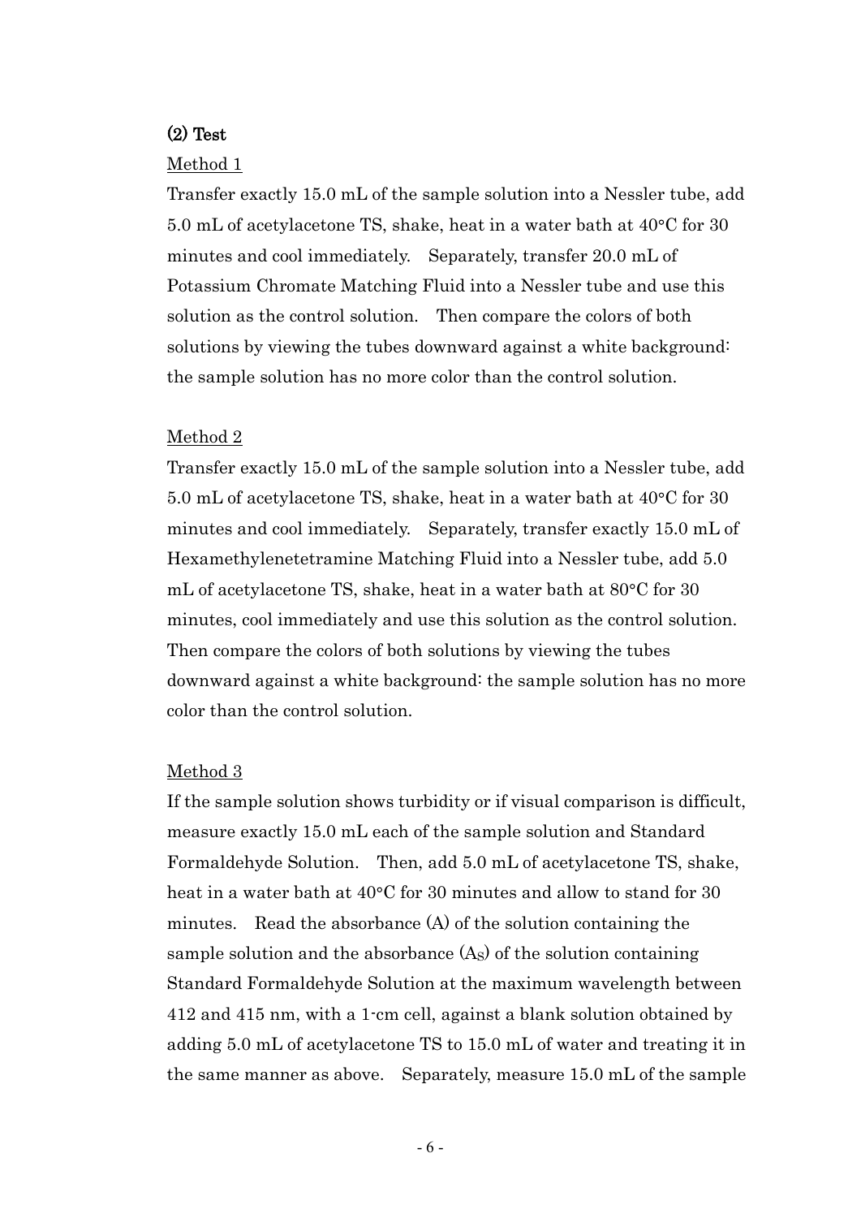### (2) Test

Method 1

Transfer exactly 15.0 mL of the sample solution into a Nessler tube, add 5.0 mL of acetylacetone TS, shake, heat in a water bath at 40°C for 30 minutes and cool immediately. Separately, transfer 20.0 mL of Potassium Chromate Matching Fluid into a Nessler tube and use this solution as the control solution. Then compare the colors of both solutions by viewing the tubes downward against a white background: the sample solution has no more color than the control solution.

Method 2

Transfer exactly 15.0 mL of the sample solution into a Nessler tube, add 5.0 mL of acetylacetone TS, shake, heat in a water bath at 40°C for 30 minutes and cool immediately. Separately, transfer exactly 15.0 mL of Hexamethylenetetramine Matching Fluid into a Nessler tube, add 5.0 mL of acetylacetone TS, shake, heat in a water bath at 80°C for 30 minutes, cool immediately and use this solution as the control solution. Then compare the colors of both solutions by viewing the tubes downward against a white background: the sample solution has no more color than the control solution.

Method 3

If the sample solution shows turbidity or if visual comparison is difficult, measure exactly 15.0 mL each of the sample solution and Standard Formaldehyde Solution. Then, add 5.0 mL of acetylacetone TS, shake, heat in a water bath at 40°C for 30 minutes and allow to stand for 30 minutes. Read the absorbance (A) of the solution containing the sample solution and the absorbance ($A_S$) of the solution containing Standard Formaldehyde Solution at the maximum wavelength between 412 and 415 nm, with a 1-cm cell, against a blank solution obtained by adding 5.0 mL of acetylacetone TS to 15.0 mL of water and treating it in the same manner as above. Separately, measure 15.0 mL of the sample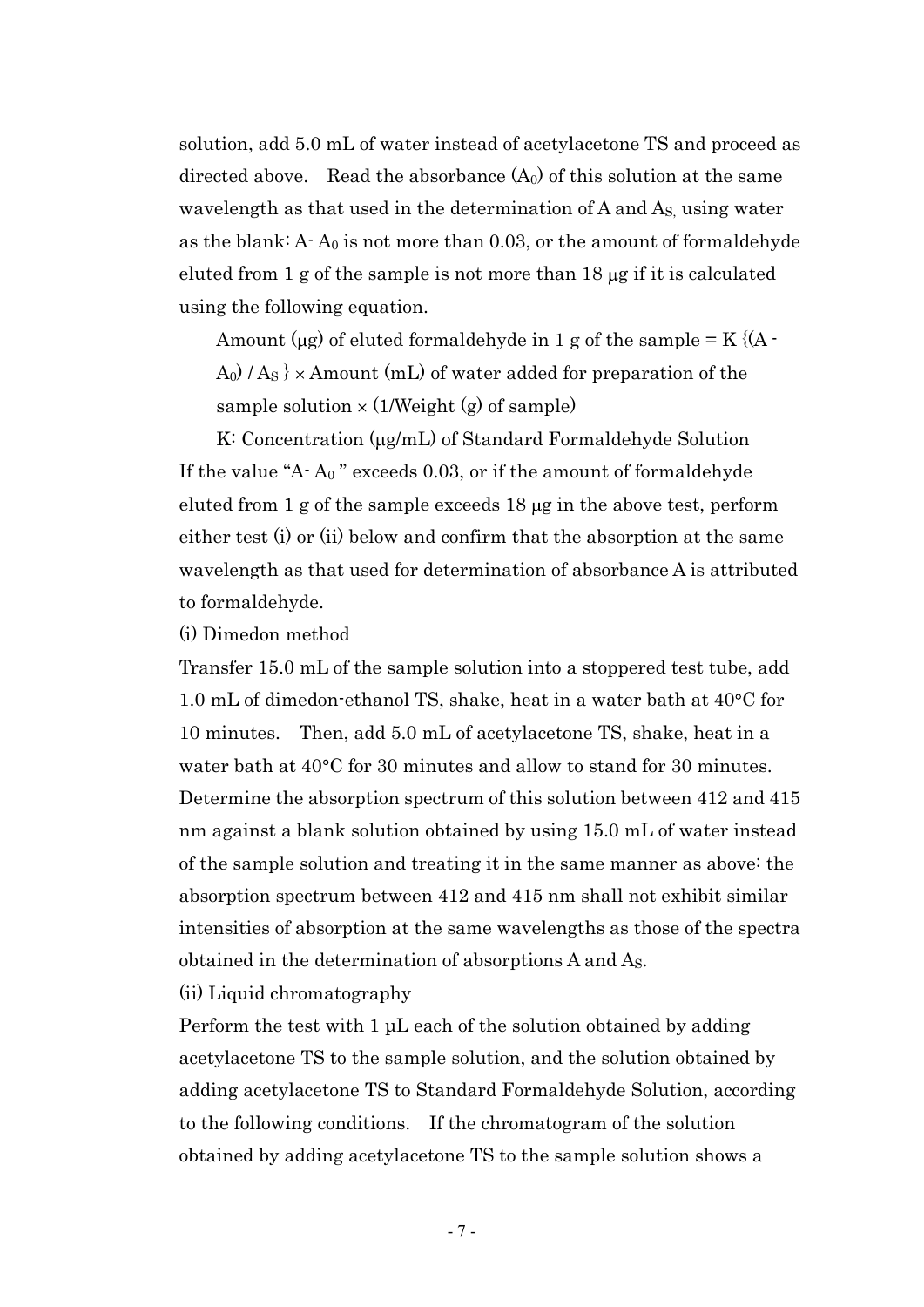solution, add 5.0 mL of water instead of acetylacetone TS and proceed as directed above. Read the absorbance ($A_0$) of this solution at the same wavelength as that used in the determination of A and $A_S$, using water as the blank: $A - A_0$ is not more than 0.03, or the amount of formaldehyde eluted from 1 g of the sample is not more than 18 μg if it is calculated using the following equation.

Amount (μg) of eluted formaldehyde in 1 g of the sample = $K \{(A - A_0) / A_S\} \times$ Amount (mL) of water added for preparation of the sample solution × (1/Weight (g) of sample)

K: Concentration (μg/mL) of Standard Formaldehyde Solution

If the value "$A - A_0$" exceeds 0.03, or if the amount of formaldehyde eluted from 1 g of the sample exceeds 18 μg in the above test, perform either test (i) or (ii) below and confirm that the absorption at the same wavelength as that used for determination of absorbance A is attributed to formaldehyde.

(i) Dimedon method

Transfer 15.0 mL of the sample solution into a stoppered test tube, add 1.0 mL of dimedon-ethanol TS, shake, heat in a water bath at 40°C for 10 minutes. Then, add 5.0 mL of acetylacetone TS, shake, heat in a water bath at 40°C for 30 minutes and allow to stand for 30 minutes. Determine the absorption spectrum of this solution between 412 and 415 nm against a blank solution obtained by using 15.0 mL of water instead of the sample solution and treating it in the same manner as above: the absorption spectrum between 412 and 415 nm shall not exhibit similar intensities of absorption at the same wavelengths as those of the spectra obtained in the determination of absorptions A and $A_S$.

(ii) Liquid chromatography

Perform the test with 1 μL each of the solution obtained by adding acetylacetone TS to the sample solution, and the solution obtained by adding acetylacetone TS to Standard Formaldehyde Solution, according to the following conditions. If the chromatogram of the solution obtained by adding acetylacetone TS to the sample solution shows a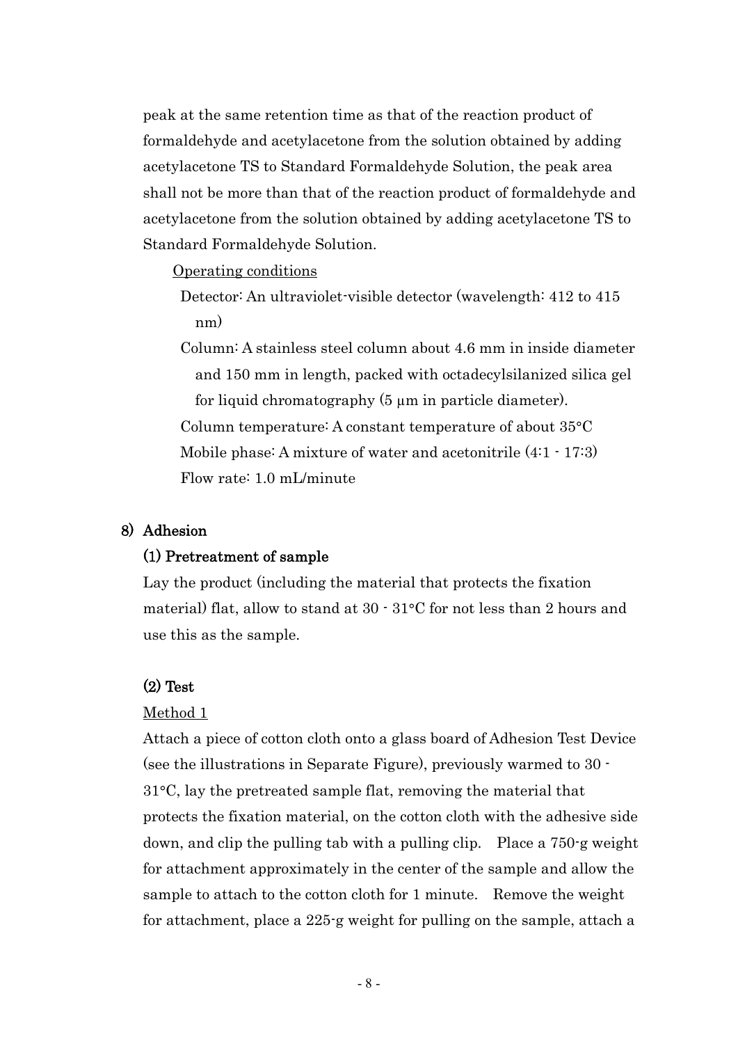peak at the same retention time as that of the reaction product of formaldehyde and acetylacetone from the solution obtained by adding acetylacetone TS to Standard Formaldehyde Solution, the peak area shall not be more than that of the reaction product of formaldehyde and acetylacetone from the solution obtained by adding acetylacetone TS to Standard Formaldehyde Solution.

Operating conditions

Detector: An ultraviolet-visible detector (wavelength: 412 to 415 nm)

Column: A stainless steel column about 4.6 mm in inside diameter and 150 mm in length, packed with octadecylsilanized silica gel for liquid chromatography (5 µm in particle diameter).

Column temperature: A constant temperature of about 35°C

Mobile phase: A mixture of water and acetonitrile (4:1 - 17:3)

Flow rate: 1.0 mL/minute

## 8) Adhesion

### (1) Pretreatment of sample

Lay the product (including the material that protects the fixation material) flat, allow to stand at 30 - 31°C for not less than 2 hours and use this as the sample.

### (2) Test

Method 1

Attach a piece of cotton cloth onto a glass board of Adhesion Test Device (see the illustrations in Separate Figure), previously warmed to 30 - 31°C, lay the pretreated sample flat, removing the material that protects the fixation material, on the cotton cloth with the adhesive side down, and clip the pulling tab with a pulling clip. Place a 750-g weight for attachment approximately in the center of the sample and allow the sample to attach to the cotton cloth for 1 minute. Remove the weight for attachment, place a 225-g weight for pulling on the sample, attach a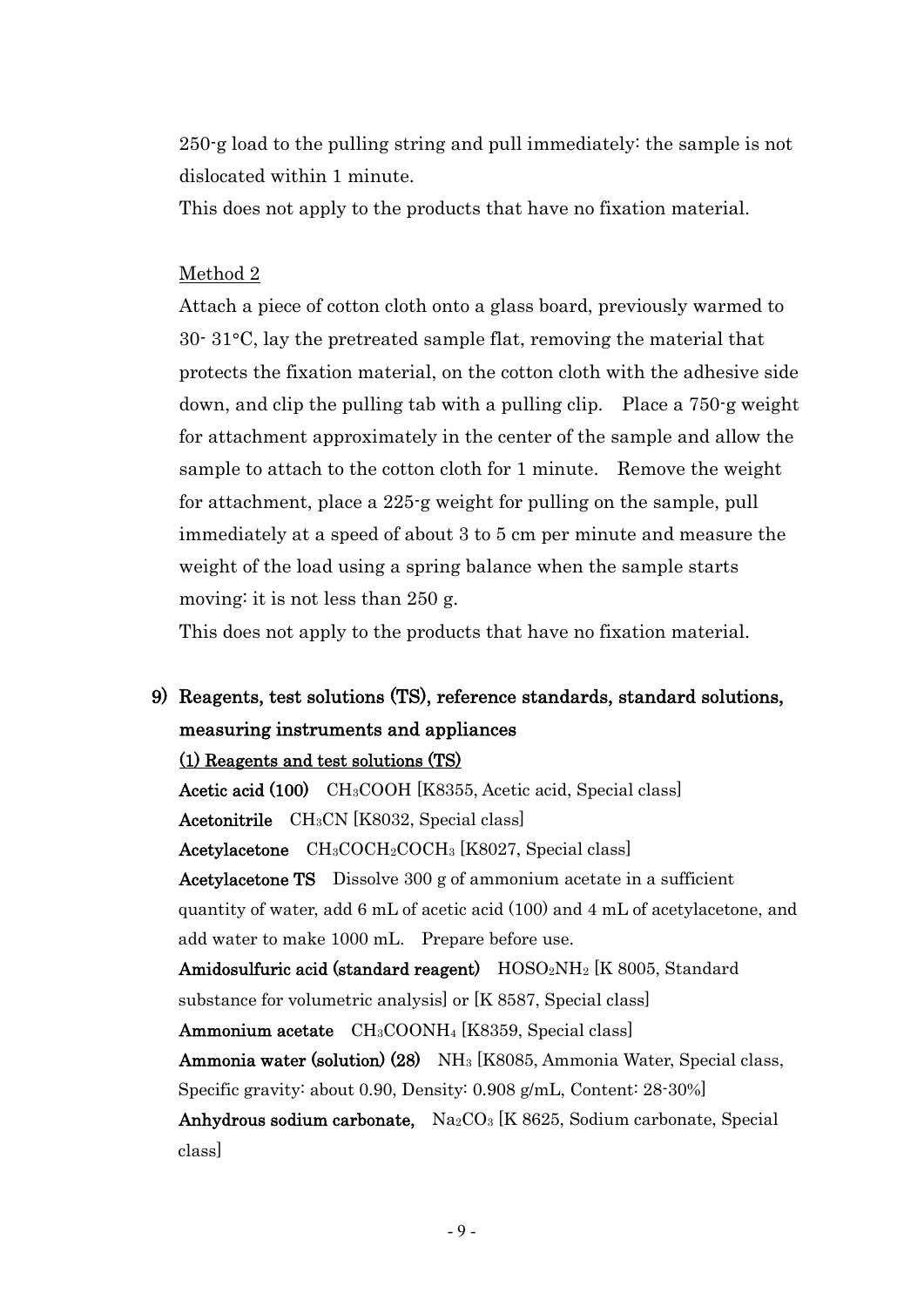250-g load to the pulling string and pull immediately: the sample is not dislocated within 1 minute.

This does not apply to the products that have no fixation material.

Method 2

Attach a piece of cotton cloth onto a glass board, previously warmed to 30- 31°C, lay the pretreated sample flat, removing the material that protects the fixation material, on the cotton cloth with the adhesive side down, and clip the pulling tab with a pulling clip. Place a 750-g weight for attachment approximately in the center of the sample and allow the sample to attach to the cotton cloth for 1 minute. Remove the weight for attachment, place a 225-g weight for pulling on the sample, pull immediately at a speed of about 3 to 5 cm per minute and measure the weight of the load using a spring balance when the sample starts moving: it is not less than 250 g.

This does not apply to the products that have no fixation material.

## 9) Reagents, test solutions (TS), reference standards, standard solutions, measuring instruments and appliances

### (1) Reagents and test solutions (TS)

**Acetic acid (100)** $CH_3COOH$ [K8355, Acetic acid, Special class]

**Acetonitrile** $CH_3CN$ [K8032, Special class]

**Acetylacetone** $CH_3COCH_2COCH_3$ [K8027, Special class]

**Acetylacetone TS** Dissolve 300 g of ammonium acetate in a sufficient quantity of water, add 6 mL of acetic acid (100) and 4 mL of acetylacetone, and add water to make 1000 mL. Prepare before use.

**Amidosulfuric acid (standard reagent)** $HOSO_2NH_2$ [K 8005, Standard substance for volumetric analysis] or [K 8587, Special class]

**Ammonium acetate** $CH_3COONH_4$ [K8359, Special class]

**Ammonia water (solution) (28)** $NH_3$ [K8085, Ammonia Water, Special class, Specific gravity: about 0.90, Density: 0.908 g/mL, Content: 28-30%]

**Anhydrous sodium carbonate,** $Na_2CO_3$ [K 8625, Sodium carbonate, Special class]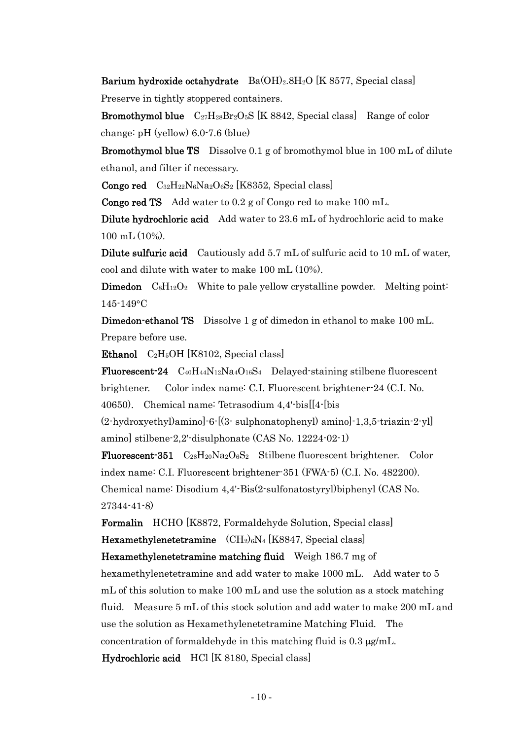**Barium hydroxide octahydrate** $Ba(OH)_2.8H_2O$ [K 8577, Special class]
Preserve in tightly stoppered containers.

**Bromothymol blue** $C_{27}H_{28}Br_2O_5S$ [K 8842, Special class] Range of color change: pH (yellow) 6.0-7.6 (blue)

**Bromothymol blue TS** Dissolve 0.1 g of bromothymol blue in 100 mL of dilute ethanol, and filter if necessary.

**Congo red** $C_{32}H_{22}N_6Na_2O_6S_2$ [K8352, Special class]

**Congo red TS** Add water to 0.2 g of Congo red to make 100 mL.

**Dilute hydrochloric acid** Add water to 23.6 mL of hydrochloric acid to make 100 mL (10%).

**Dilute sulfuric acid** Cautiously add 5.7 mL of sulfuric acid to 10 mL of water, cool and dilute with water to make 100 mL (10%).

**Dimedon** $C_8H_{12}O_2$ White to pale yellow crystalline powder. Melting point: 145-149°C

**Dimedon-ethanol TS** Dissolve 1 g of dimedon in ethanol to make 100 mL. Prepare before use.

**Ethanol** $C_2H_5OH$ [K8102, Special class]

**Fluorescent-24** $C_{40}H_{44}N_{12}Na_4O_{16}S_4$ Delayed-staining stilbene fluorescent brightener. Color index name: C.I. Fluorescent brightener-24 (C.I. No. 40650). Chemical name: Tetrasodium 4,4'-bis[[4-[bis (2-hydroxyethyl)amino]-6-[(3- sulphonatophenyl) amino]-1,3,5-triazin-2-yl] amino] stilbene-2,2'-disulphonate (CAS No. 12224-02-1)

**Fluorescent-351** $C_{28}H_{20}Na_2O_6S_2$ Stilbene fluorescent brightener. Color index name: C.I. Fluorescent brightener-351 (FWA-5) (C.I. No. 482200). Chemical name: Disodium 4,4'-Bis(2-sulfonatostyryl)biphenyl (CAS No. 27344-41-8)

**Formalin** HCHO [K8872, Formaldehyde Solution, Special class]

**Hexamethylenetetramine** $(CH_2)_6N_4$ [K8847, Special class]

**Hexamethylenetetramine matching fluid** Weigh 186.7 mg of hexamethylenetetramine and add water to make 1000 mL. Add water to 5 mL of this solution to make 100 mL and use the solution as a stock matching fluid. Measure 5 mL of this stock solution and add water to make 200 mL and use the solution as Hexamethylenetetramine Matching Fluid. The concentration of formaldehyde in this matching fluid is 0.3 μg/mL.

**Hydrochloric acid** HCl [K 8180, Special class]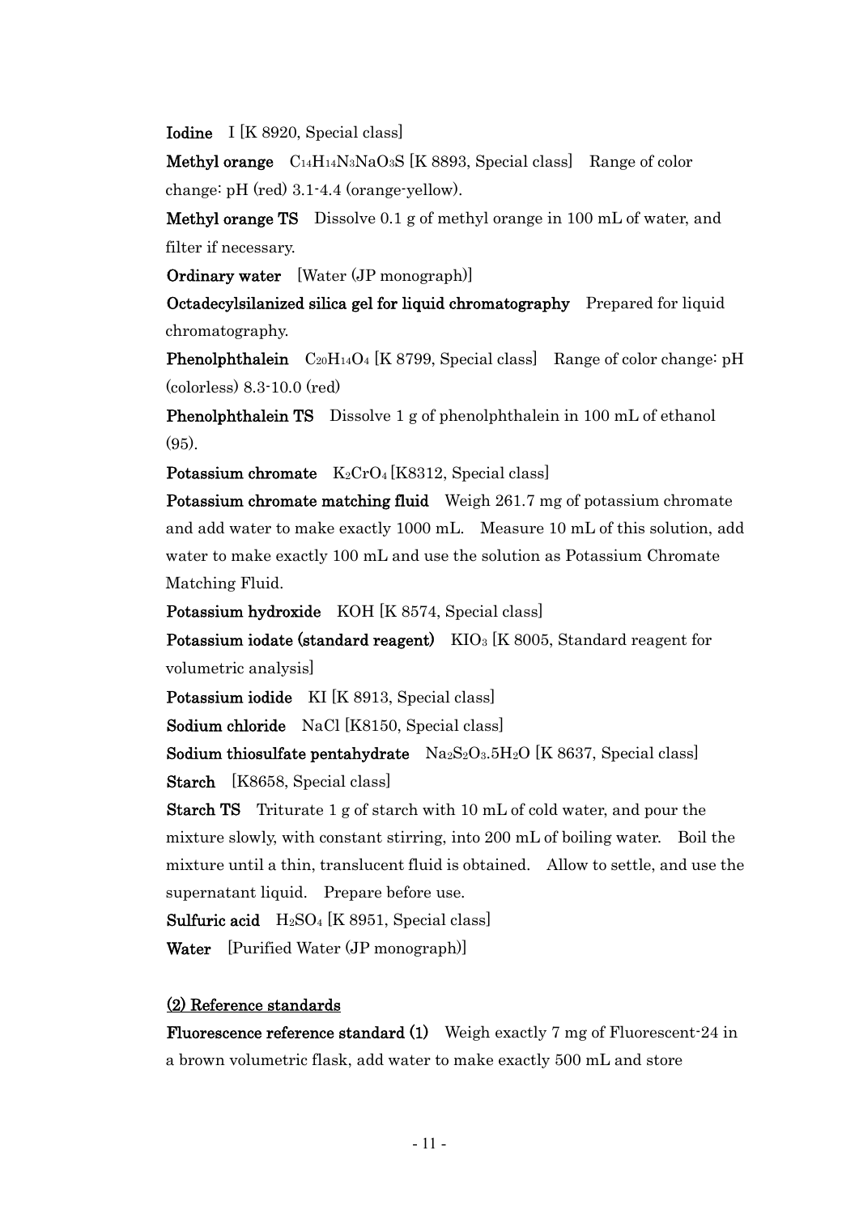**Iodine** I [K 8920, Special class]

**Methyl orange** $C_{14}H_{14}N_3NaO_3S$ [K 8893, Special class] Range of color change: pH (red) 3.1-4.4 (orange-yellow).

**Methyl orange TS** Dissolve 0.1 g of methyl orange in 100 mL of water, and filter if necessary.

**Ordinary water** [Water (JP monograph)]

**Octadecylsilanized silica gel for liquid chromatography** Prepared for liquid chromatography.

**Phenolphthalein** $C_{20}H_{14}O_4$ [K 8799, Special class] Range of color change: pH (colorless) 8.3-10.0 (red)

**Phenolphthalein TS** Dissolve 1 g of phenolphthalein in 100 mL of ethanol (95).

**Potassium chromate** $K_2CrO_4$ [K8312, Special class]

**Potassium chromate matching fluid** Weigh 261.7 mg of potassium chromate and add water to make exactly 1000 mL. Measure 10 mL of this solution, add water to make exactly 100 mL and use the solution as Potassium Chromate Matching Fluid.

**Potassium hydroxide** KOH [K 8574, Special class]

**Potassium iodate (standard reagent)** $KIO_3$ [K 8005, Standard reagent for volumetric analysis]

**Potassium iodide** KI [K 8913, Special class]

**Sodium chloride** NaCl [K8150, Special class]

**Sodium thiosulfate pentahydrate** $Na_2S_2O_3.5H_2O$ [K 8637, Special class]

**Starch** [K8658, Special class]

**Starch TS** Triturate 1 g of starch with 10 mL of cold water, and pour the mixture slowly, with constant stirring, into 200 mL of boiling water. Boil the mixture until a thin, translucent fluid is obtained. Allow to settle, and use the supernatant liquid. Prepare before use.

**Sulfuric acid** $H_2SO_4$ [K 8951, Special class]

**Water** [Purified Water (JP monograph)]

## (2) Reference standards

**Fluorescence reference standard (1)** Weigh exactly 7 mg of Fluorescent-24 in a brown volumetric flask, add water to make exactly 500 mL and store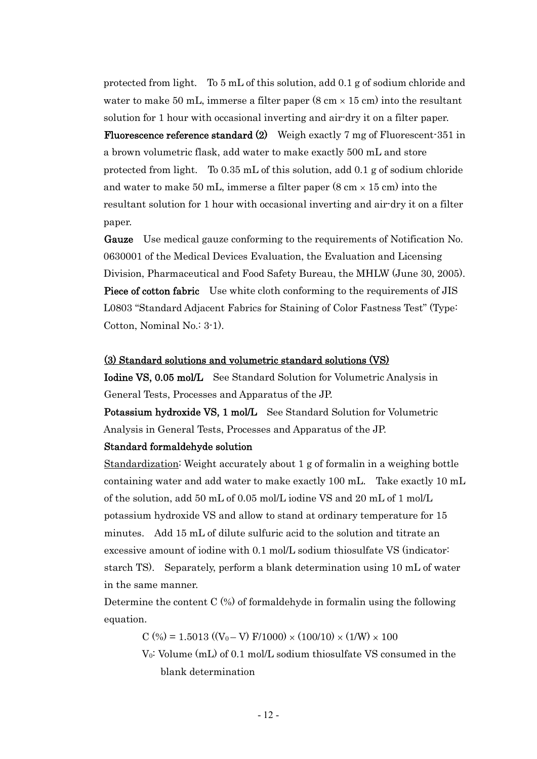protected from light. To 5 mL of this solution, add 0.1 g of sodium chloride and water to make 50 mL, immerse a filter paper (8 cm × 15 cm) into the resultant solution for 1 hour with occasional inverting and air-dry it on a filter paper.

**Fluorescence reference standard (2)** Weigh exactly 7 mg of Fluorescent-351 in a brown volumetric flask, add water to make exactly 500 mL and store protected from light. To 0.35 mL of this solution, add 0.1 g of sodium chloride and water to make 50 mL, immerse a filter paper (8 cm × 15 cm) into the resultant solution for 1 hour with occasional inverting and air-dry it on a filter paper.

**Gauze** Use medical gauze conforming to the requirements of Notification No. 0630001 of the Medical Devices Evaluation, the Evaluation and Licensing Division, Pharmaceutical and Food Safety Bureau, the MHLW (June 30, 2005).

**Piece of cotton fabric** Use white cloth conforming to the requirements of JIS L0803 "Standard Adjacent Fabrics for Staining of Color Fastness Test" (Type: Cotton, Nominal No.: 3-1).

### (3) Standard solutions and volumetric standard solutions (VS)

**Iodine VS, 0.05 mol/L** See Standard Solution for Volumetric Analysis in General Tests, Processes and Apparatus of the JP.

**Potassium hydroxide VS, 1 mol/L** See Standard Solution for Volumetric Analysis in General Tests, Processes and Apparatus of the JP.

**Standard formaldehyde solution**

Standardization: Weight accurately about 1 g of formalin in a weighing bottle containing water and add water to make exactly 100 mL. Take exactly 10 mL of the solution, add 50 mL of 0.05 mol/L iodine VS and 20 mL of 1 mol/L potassium hydroxide VS and allow to stand at ordinary temperature for 15 minutes. Add 15 mL of dilute sulfuric acid to the solution and titrate an excessive amount of iodine with 0.1 mol/L sodium thiosulfate VS (indicator: starch TS). Separately, perform a blank determination using 10 mL of water in the same manner.

Determine the content C (%) of formaldehyde in formalin using the following equation.

$$C\ (\%) = 1.5013\ ((V_0 - V)\ F/1000) \times (100/10) \times (1/W) \times 100$$

$V_0$: Volume (mL) of 0.1 mol/L sodium thiosulfate VS consumed in the blank determination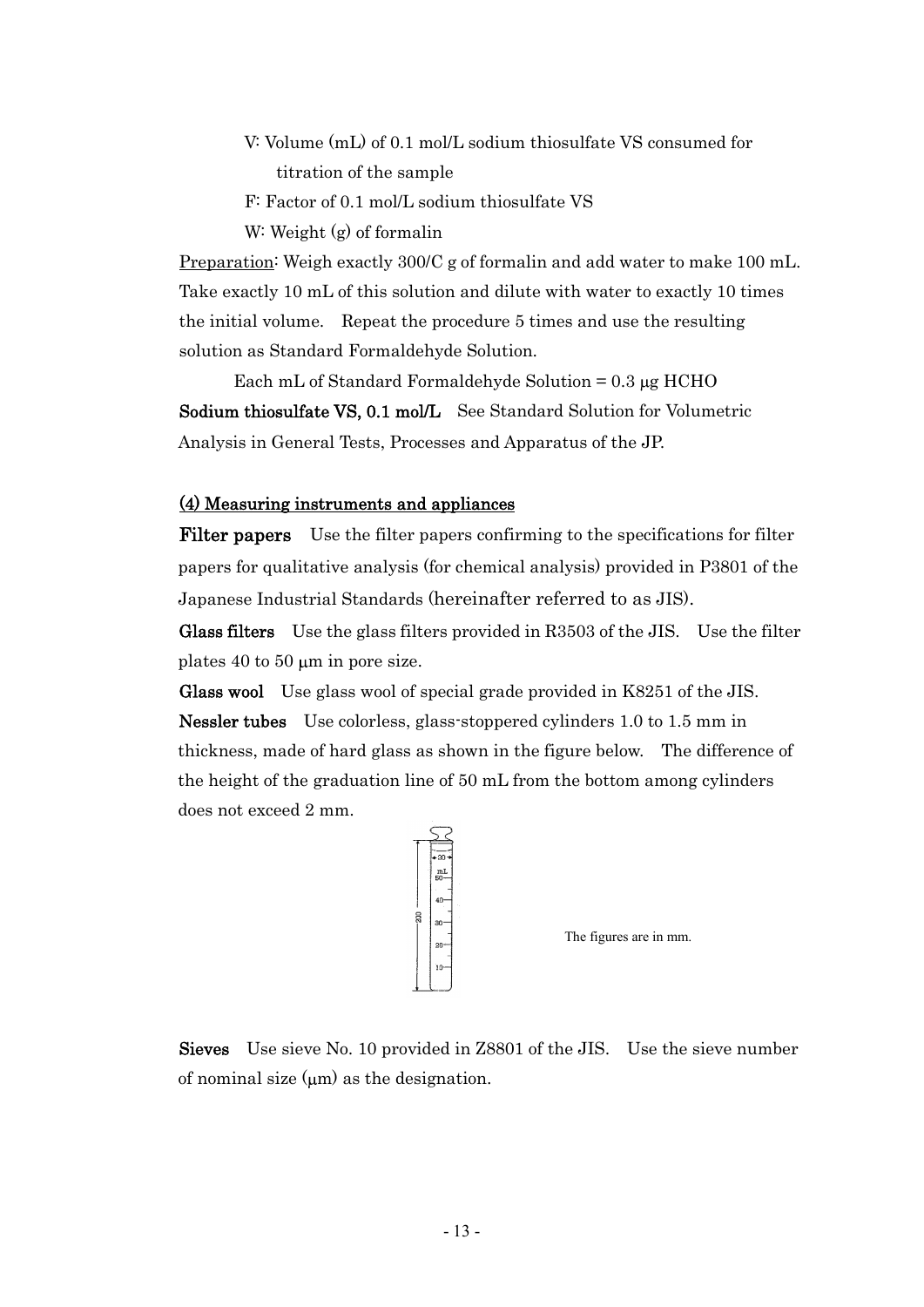V: Volume (mL) of 0.1 mol/L sodium thiosulfate VS consumed for titration of the sample

F: Factor of 0.1 mol/L sodium thiosulfate VS

W: Weight (g) of formalin

Preparation: Weigh exactly 300/C g of formalin and add water to make 100 mL. Take exactly 10 mL of this solution and dilute with water to exactly 10 times the initial volume. Repeat the procedure 5 times and use the resulting solution as Standard Formaldehyde Solution.

Each mL of Standard Formaldehyde Solution = 0.3 μg HCHO

**Sodium thiosulfate VS, 0.1 mol/L** See Standard Solution for Volumetric Analysis in General Tests, Processes and Apparatus of the JP.

### (4) Measuring instruments and appliances

**Filter papers** Use the filter papers confirming to the specifications for filter papers for qualitative analysis (for chemical analysis) provided in P3801 of the Japanese Industrial Standards (hereinafter referred to as JIS).

**Glass filters** Use the glass filters provided in R3503 of the JIS. Use the filter plates 40 to 50 μm in pore size.

**Glass wool** Use glass wool of special grade provided in K8251 of the JIS.

**Nessler tubes** Use colorless, glass-stoppered cylinders 1.0 to 1.5 mm in thickness, made of hard glass as shown in the figure below. The difference of the height of the graduation line of 50 mL from the bottom among cylinders does not exceed 2 mm.

The figures are in mm.

**Sieves** Use sieve No. 10 provided in Z8801 of the JIS. Use the sieve number of nominal size (μm) as the designation.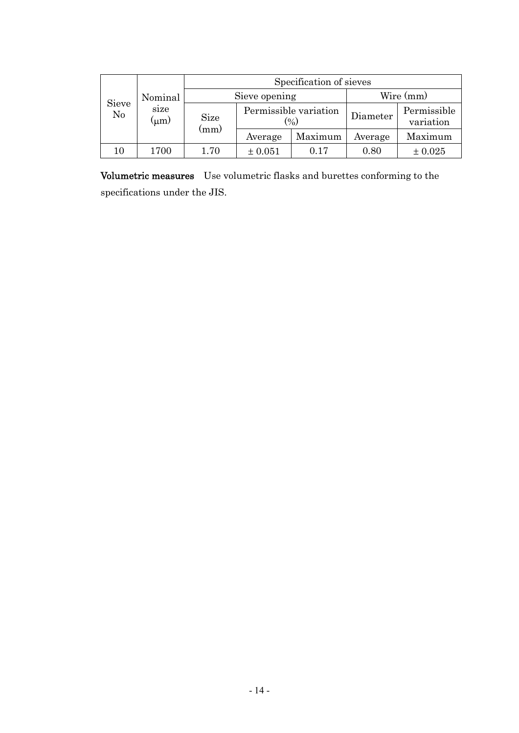| Sieve No | Nominal size (μm) | Specification of sieves | | | | |
|---|---|---|---|---|---|---|
| | | Sieve opening | | | Wire (mm) | |
| | | Size (mm) | Permissible variation (%) | | Diameter | Permissible variation |
| | | | Average | Maximum | Average | Maximum |
| 10 | 1700 | 1.70 | ± 0.051 | 0.17 | 0.80 | ± 0.025 |

**Volumetric measures** Use volumetric flasks and burettes conforming to the specifications under the JIS.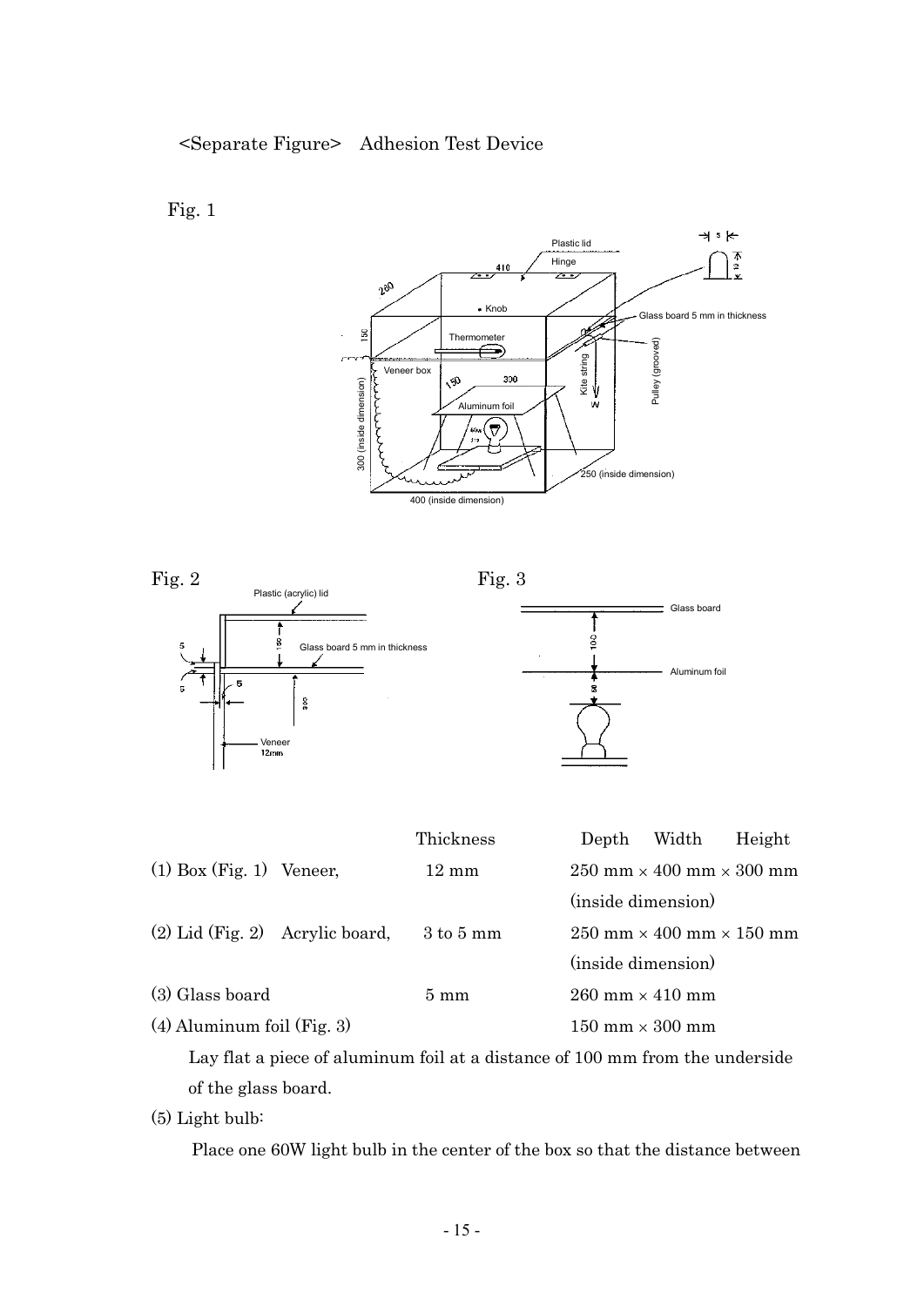<Separate Figure>　Adhesion Test Device

Fig. 1

Fig. 2

Fig. 3

| | Thickness | Depth　Width　Height |
|---|---|---|
| (1) Box (Fig. 1)　Veneer, | 12 mm | 250 mm × 400 mm × 300 mm (inside dimension) |
| (2) Lid (Fig. 2)　Acrylic board, | 3 to 5 mm | 250 mm × 400 mm × 150 mm (inside dimension) |
| (3) Glass board | 5 mm | 260 mm × 410 mm |
| (4) Aluminum foil (Fig. 3) | | 150 mm × 300 mm |

Lay flat a piece of aluminum foil at a distance of 100 mm from the underside of the glass board.

(5) Light bulb:

Place one 60W light bulb in the center of the box so that the distance between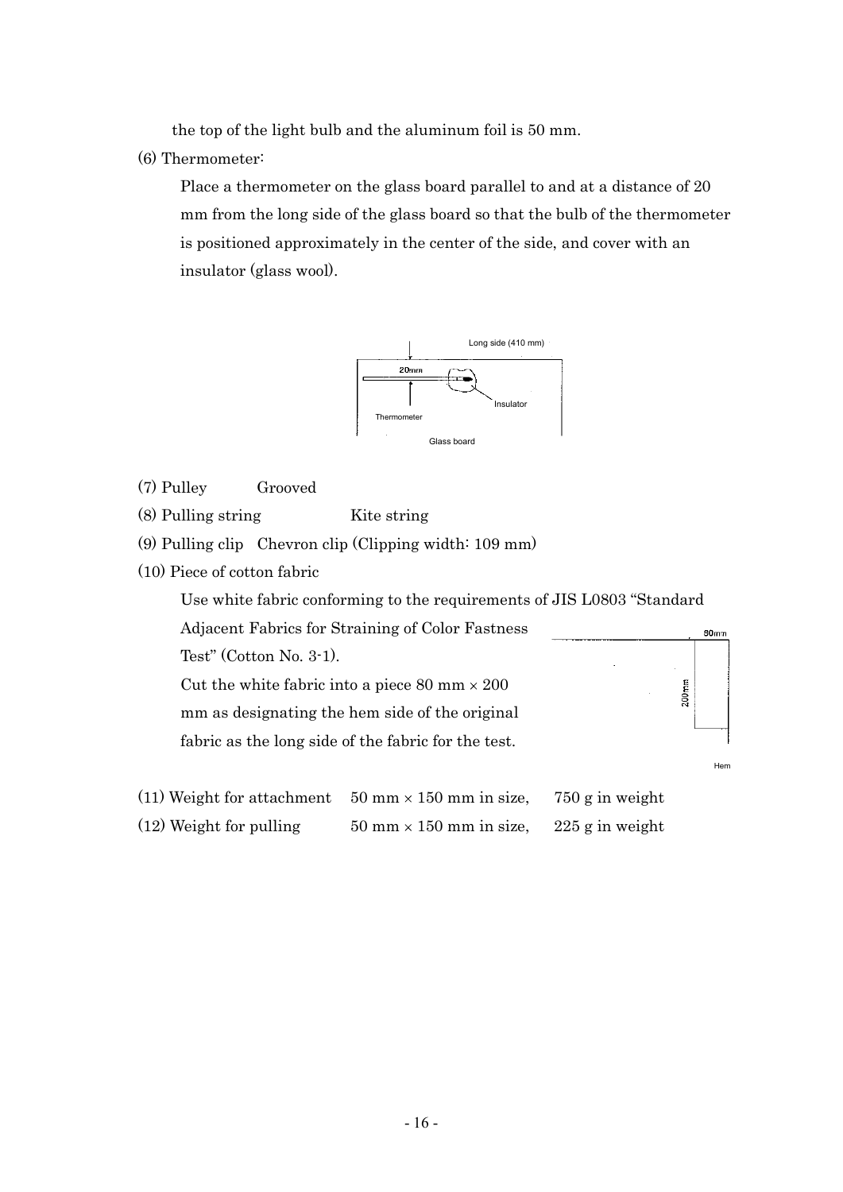the top of the light bulb and the aluminum foil is 50 mm.

(6) Thermometer:

Place a thermometer on the glass board parallel to and at a distance of 20 mm from the long side of the glass board so that the bulb of the thermometer is positioned approximately in the center of the side, and cover with an insulator (glass wool).

Long side (410 mm)

20mm

Insulator

Thermometer

Glass board

(7) Pulley Grooved

(8) Pulling string Kite string

(9) Pulling clip Chevron clip (Clipping width: 109 mm)

(10) Piece of cotton fabric

Use white fabric conforming to the requirements of JIS L0803 "Standard Adjacent Fabrics for Straining of Color Fastness Test" (Cotton No. 3-1).

Cut the white fabric into a piece 80 mm × 200 mm as designating the hem side of the original fabric as the long side of the fabric for the test.

80mm

200mm

Hem

(11) Weight for attachment 50 mm × 150 mm in size, 750 g in weight

(12) Weight for pulling 50 mm × 150 mm in size, 225 g in weight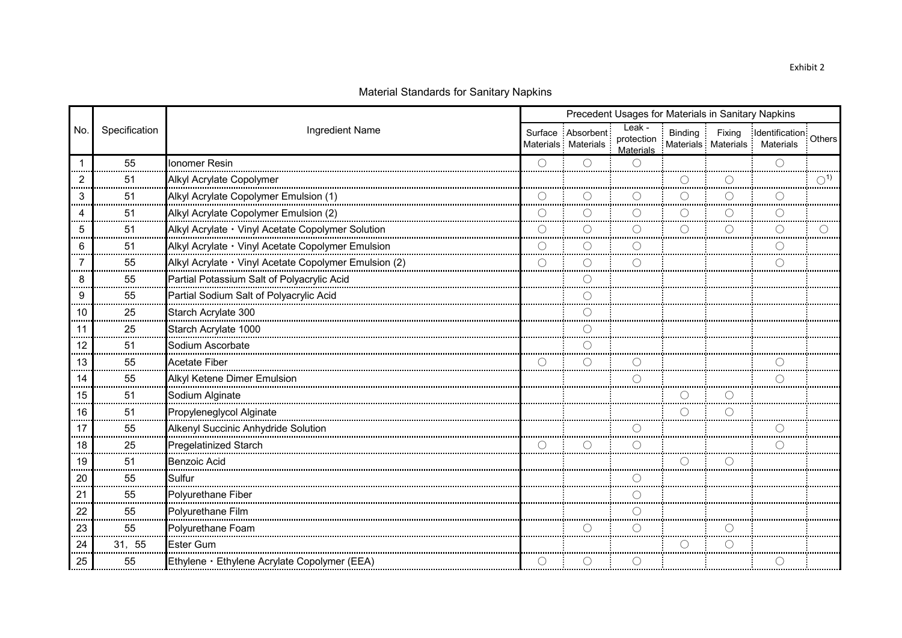Exhibit 2

# Material Standards for Sanitary Napkins

| No. | Specification | Ingredient Name | Precedent Usages for Materials in Sanitary Napkins | | | | | | |
|---|---|---|---|---|---|---|---|---|---|
| | | | Surface Materials | Absorbent Materials | Leak - protection Materials | Binding Materials | Fixing Materials | Identification Materials | Others |
| 1 | 55 | Ionomer Resin | ○ | ○ | ○ | | | ○ | |
| 2 | 51 | Alkyl Acrylate Copolymer | | | | ○ | ○ | | ○[1] |
| 3 | 51 | Alkyl Acrylate Copolymer Emulsion (1) | ○ | ○ | ○ | ○ | ○ | ○ | |
| 4 | 51 | Alkyl Acrylate Copolymer Emulsion (2) | ○ | ○ | ○ | ○ | ○ | ○ | |
| 5 | 51 | Alkyl Acrylate・Vinyl Acetate Copolymer Solution | ○ | ○ | ○ | ○ | ○ | ○ | ○ |
| 6 | 51 | Alkyl Acrylate・Vinyl Acetate Copolymer Emulsion | ○ | ○ | ○ | | | ○ | |
| 7 | 55 | Alkyl Acrylate・Vinyl Acetate Copolymer Emulsion (2) | ○ | ○ | ○ | | | ○ | |
| 8 | 55 | Partial Potassium Salt of Polyacrylic Acid | | ○ | | | | | |
| 9 | 55 | Partial Sodium Salt of Polyacrylic Acid | | ○ | | | | | |
| 10 | 25 | Starch Acrylate 300 | | ○ | | | | | |
| 11 | 25 | Starch Acrylate 1000 | | ○ | | | | | |
| 12 | 51 | Sodium Ascorbate | | ○ | | | | | |
| 13 | 55 | Acetate Fiber | ○ | ○ | ○ | | | ○ | |
| 14 | 55 | Alkyl Ketene Dimer Emulsion | | | ○ | | | ○ | |
| 15 | 51 | Sodium Alginate | | | | ○ | ○ | | |
| 16 | 51 | Propyleneglycol Alginate | | | | ○ | ○ | | |
| 17 | 55 | Alkenyl Succinic Anhydride Solution | | | ○ | | | ○ | |
| 18 | 25 | Pregelatinized Starch | ○ | ○ | ○ | | | ○ | |
| 19 | 51 | Benzoic Acid | | | | ○ | ○ | | |
| 20 | 55 | Sulfur | | | ○ | | | | |
| 21 | 55 | Polyurethane Fiber | | | ○ | | | | |
| 22 | 55 | Polyurethane Film | | | ○ | | | | |
| 23 | 55 | Polyurethane Foam | | ○ | ○ | | ○ | | |
| 24 | 31, 55 | Ester Gum | | | | ○ | ○ | | |
| 25 | 55 | Ethylene・Ethylene Acrylate Copolymer (EEA) | ○ | ○ | ○ | | | ○ | |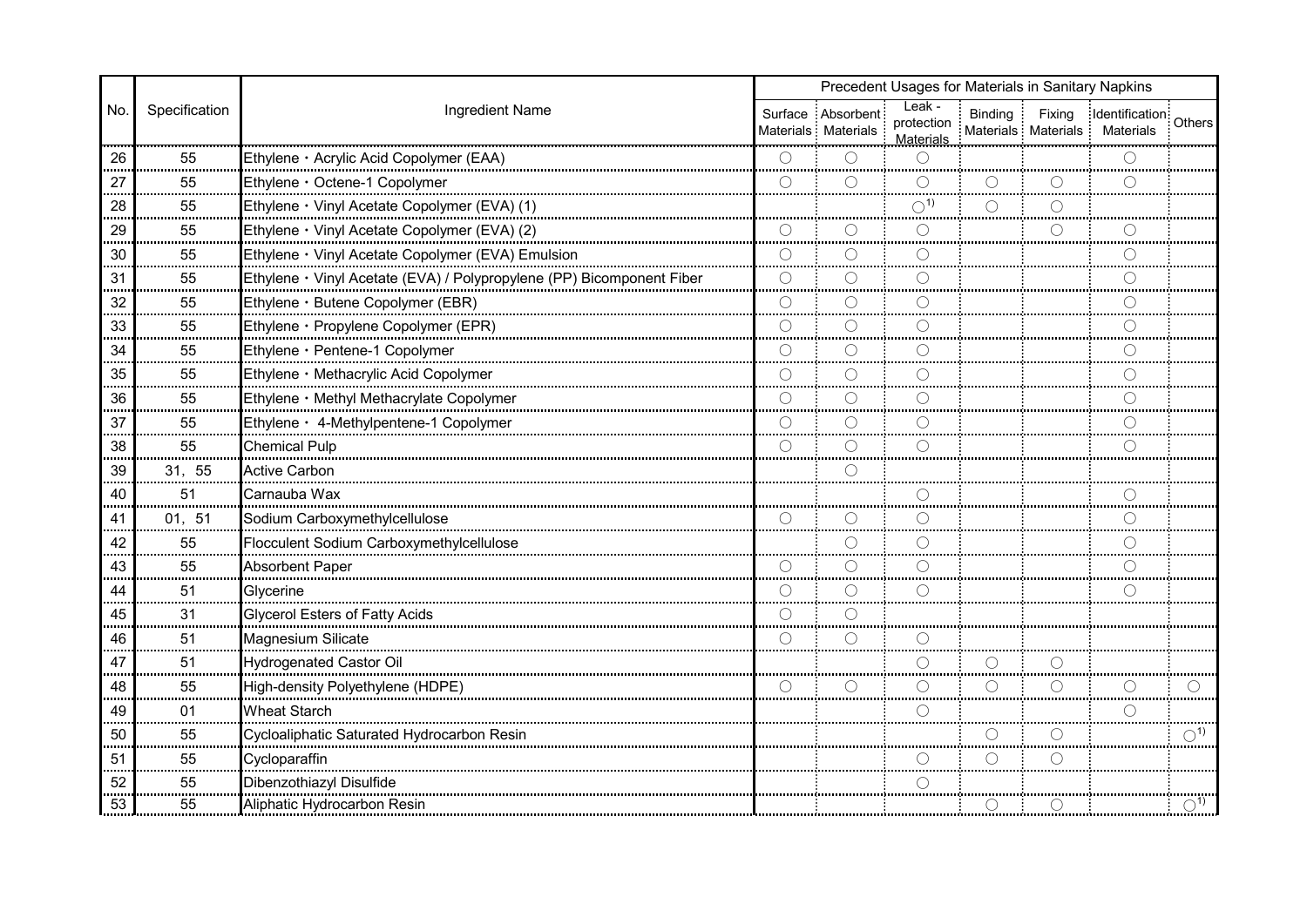| No. | Specification | Ingredient Name | Precedent Usages for Materials in Sanitary Napkins | | | | | | |
|---|---|---|---|---|---|---|---|---|---|
| | | | Surface Materials | Absorbent Materials | Leak - protection Materials | Binding Materials | Fixing Materials | Identification Materials | Others |
| 26 | 55 | Ethylene・Acrylic Acid Copolymer (EAA) | ○ | ○ | ○ | | | ○ | |
| 27 | 55 | Ethylene・Octene-1 Copolymer | ○ | ○ | ○ | ○ | ○ | ○ | |
| 28 | 55 | Ethylene・Vinyl Acetate Copolymer (EVA) (1) | | | ○[1)] | ○ | ○ | | |
| 29 | 55 | Ethylene・Vinyl Acetate Copolymer (EVA) (2) | ○ | ○ | ○ | | ○ | ○ | |
| 30 | 55 | Ethylene・Vinyl Acetate Copolymer (EVA) Emulsion | ○ | ○ | ○ | | | ○ | |
| 31 | 55 | Ethylene・Vinyl Acetate (EVA) / Polypropylene (PP) Bicomponent Fiber | ○ | ○ | ○ | | | ○ | |
| 32 | 55 | Ethylene・Butene Copolymer (EBR) | ○ | ○ | ○ | | | ○ | |
| 33 | 55 | Ethylene・Propylene Copolymer (EPR) | ○ | ○ | ○ | | | ○ | |
| 34 | 55 | Ethylene・Pentene-1 Copolymer | ○ | ○ | ○ | | | ○ | |
| 35 | 55 | Ethylene・Methacrylic Acid Copolymer | ○ | ○ | ○ | | | ○ | |
| 36 | 55 | Ethylene・Methyl Methacrylate Copolymer | ○ | ○ | ○ | | | ○ | |
| 37 | 55 | Ethylene・ 4-Methylpentene-1 Copolymer | ○ | ○ | ○ | | | ○ | |
| 38 | 55 | Chemical Pulp | ○ | ○ | ○ | | | ○ | |
| 39 | 31, 55 | Active Carbon | | ○ | | | | | |
| 40 | 51 | Carnauba Wax | | | ○ | | | ○ | |
| 41 | 01, 51 | Sodium Carboxymethylcellulose | ○ | ○ | ○ | | | ○ | |
| 42 | 55 | Flocculent Sodium Carboxymethylcellulose | | ○ | ○ | | | ○ | |
| 43 | 55 | Absorbent Paper | ○ | ○ | ○ | | | ○ | |
| 44 | 51 | Glycerine | ○ | ○ | ○ | | | ○ | |
| 45 | 31 | Glycerol Esters of Fatty Acids | ○ | ○ | | | | | |
| 46 | 51 | Magnesium Silicate | ○ | ○ | ○ | | | | |
| 47 | 51 | Hydrogenated Castor Oil | | | ○ | ○ | ○ | | |
| 48 | 55 | High-density Polyethylene (HDPE) | ○ | ○ | ○ | ○ | ○ | ○ | ○ |
| 49 | 01 | Wheat Starch | | | ○ | | | ○ | |
| 50 | 55 | Cycloaliphatic Saturated Hydrocarbon Resin | | | | ○ | ○ | | ○[1)] |
| 51 | 55 | Cycloparaffin | | | ○ | ○ | ○ | | |
| 52 | 55 | Dibenzothiazyl Disulfide | | | ○ | | | | |
| 53 | 55 | Aliphatic Hydrocarbon Resin | | | | ○ | ○ | | ○[1)] |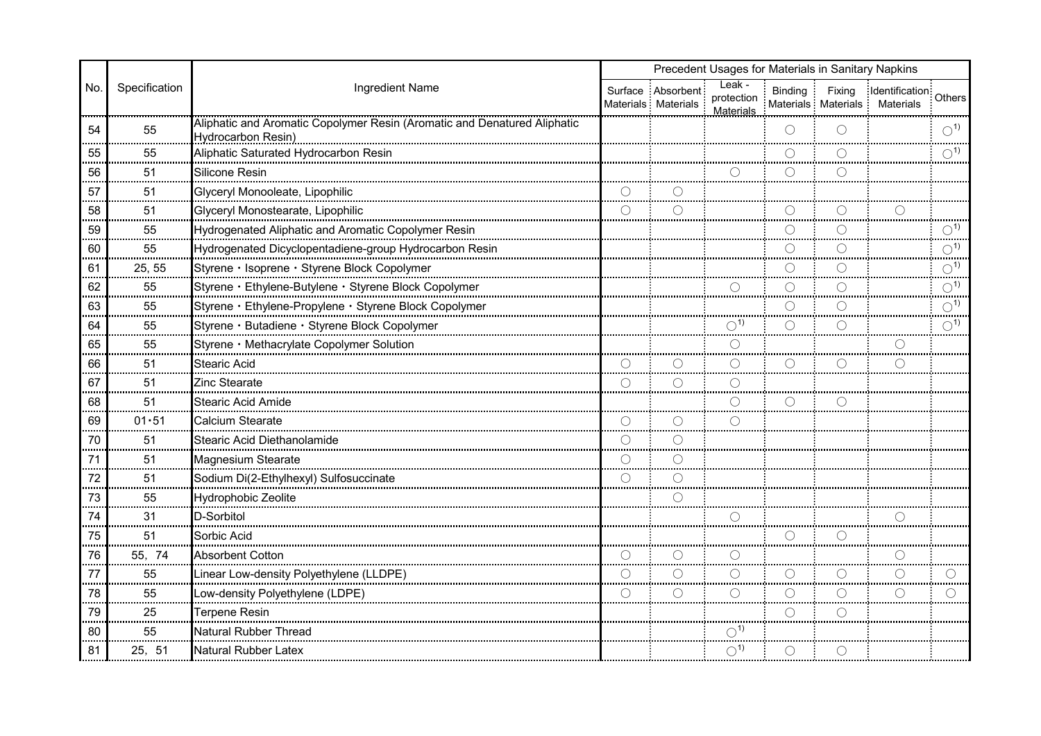| No. | Specification | Ingredient Name | Precedent Usages for Materials in Sanitary Napkins | | | | | | |
|---|---|---|---|---|---|---|---|---|---|
| | | | Surface Materials | Absorbent Materials | Leak - protection Materials | Binding Materials | Fixing Materials | Identification Materials | Others |
| 54 | 55 | Aliphatic and Aromatic Copolymer Resin (Aromatic and Denatured Aliphatic Hydrocarbon Resin) | | | | ○ | ○ | | ○[1] |
| 55 | 55 | Aliphatic Saturated Hydrocarbon Resin | | | | ○ | ○ | | ○[1] |
| 56 | 51 | Silicone Resin | | | ○ | ○ | ○ | | |
| 57 | 51 | Glyceryl Monooleate, Lipophilic | ○ | ○ | | | | | |
| 58 | 51 | Glyceryl Monostearate, Lipophilic | ○ | ○ | | ○ | ○ | ○ | |
| 59 | 55 | Hydrogenated Aliphatic and Aromatic Copolymer Resin | | | | ○ | ○ | | ○[1] |
| 60 | 55 | Hydrogenated Dicyclopentadiene-group Hydrocarbon Resin | | | | ○ | ○ | | ○[1] |
| 61 | 25, 55 | Styrene・Isoprene・Styrene Block Copolymer | | | | ○ | ○ | | ○[1] |
| 62 | 55 | Styrene・Ethylene-Butylene・Styrene Block Copolymer | | | ○ | ○ | ○ | | ○[1] |
| 63 | 55 | Styrene・Ethylene-Propylene・Styrene Block Copolymer | | | | ○ | ○ | | ○[1] |
| 64 | 55 | Styrene・Butadiene・Styrene Block Copolymer | | | ○[1] | ○ | ○ | | ○[1] |
| 65 | 55 | Styrene・Methacrylate Copolymer Solution | | | ○ | | | ○ | |
| 66 | 51 | Stearic Acid | ○ | ○ | ○ | ○ | ○ | ○ | |
| 67 | 51 | Zinc Stearate | ○ | ○ | ○ | | | | |
| 68 | 51 | Stearic Acid Amide | | | ○ | ○ | ○ | | |
| 69 | 01・51 | Calcium Stearate | ○ | ○ | ○ | | | | |
| 70 | 51 | Stearic Acid Diethanolamide | ○ | ○ | | | | | |
| 71 | 51 | Magnesium Stearate | ○ | ○ | | | | | |
| 72 | 51 | Sodium Di(2-Ethylhexyl) Sulfosuccinate | ○ | ○ | | | | | |
| 73 | 55 | Hydrophobic Zeolite | | ○ | | | | | |
| 74 | 31 | D-Sorbitol | | | ○ | | | ○ | |
| 75 | 51 | Sorbic Acid | | | | ○ | ○ | | |
| 76 | 55, 74 | Absorbent Cotton | ○ | ○ | ○ | | | ○ | |
| 77 | 55 | Linear Low-density Polyethylene (LLDPE) | ○ | ○ | ○ | ○ | ○ | ○ | ○ |
| 78 | 55 | Low-density Polyethylene (LDPE) | ○ | ○ | ○ | ○ | ○ | ○ | ○ |
| 79 | 25 | Terpene Resin | | | | ○ | ○ | | |
| 80 | 55 | Natural Rubber Thread | | | ○[1] | | | | |
| 81 | 25, 51 | Natural Rubber Latex | | | ○[1] | ○ | ○ | | |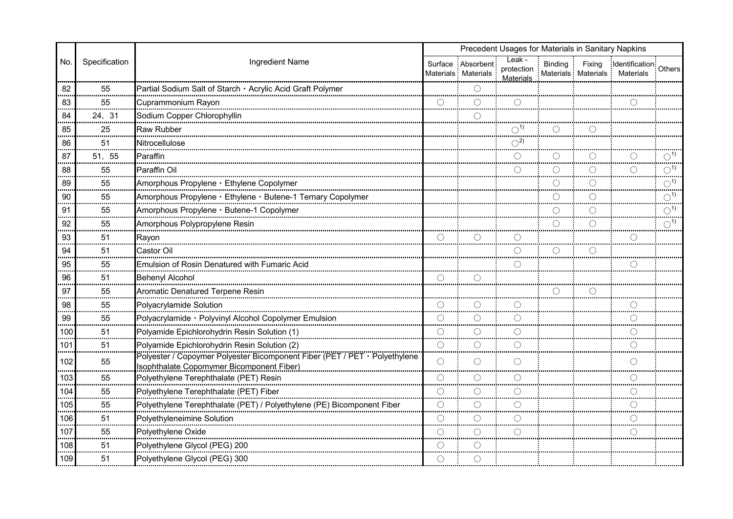| No. | Specification | Ingredient Name | Precedent Usages for Materials in Sanitary Napkins | | | | | | |
|---|---|---|---|---|---|---|---|---|---|
| | | | Surface Materials | Absorbent Materials | Leak - protection Materials | Binding Materials | Fixing Materials | Identification Materials | Others |
| 82 | 55 | Partial Sodium Salt of Starch・Acrylic Acid Graft Polymer | | ○ | | | | | |
| 83 | 55 | Cuprammonium Rayon | ○ | ○ | ○ | | | ○ | |
| 84 | 24, 31 | Sodium Copper Chlorophyllin | | ○ | | | | | |
| 85 | 25 | Raw Rubber | | | ○1) | ○ | ○ | | |
| 86 | 51 | Nitrocellulose | | | ○2) | | | | |
| 87 | 51, 55 | Paraffin | | | ○ | ○ | ○ | ○ | ○1) |
| 88 | 55 | Paraffin Oil | | | ○ | ○ | ○ | ○ | ○1) |
| 89 | 55 | Amorphous Propylene・Ethylene Copolymer | | | | ○ | ○ | | ○1) |
| 90 | 55 | Amorphous Propylene・Ethylene・Butene-1 Ternary Copolymer | | | | ○ | ○ | | ○1) |
| 91 | 55 | Amorphous Propylene・Butene-1 Copolymer | | | | ○ | ○ | | ○1) |
| 92 | 55 | Amorphous Polypropylene Resin | | | | ○ | ○ | | ○1) |
| 93 | 51 | Rayon | ○ | ○ | ○ | | | ○ | |
| 94 | 51 | Castor Oil | | | ○ | ○ | ○ | | |
| 95 | 55 | Emulsion of Rosin Denatured with Fumaric Acid | | | ○ | | | ○ | |
| 96 | 51 | Behenyl Alcohol | ○ | ○ | | | | | |
| 97 | 55 | Aromatic Denatured Terpene Resin | | | | ○ | ○ | | |
| 98 | 55 | Polyacrylamide Solution | ○ | ○ | ○ | | | ○ | |
| 99 | 55 | Polyacrylamide・Polyvinyl Alcohol Copolymer Emulsion | ○ | ○ | ○ | | | ○ | |
| 100 | 51 | Polyamide Epichlorohydrin Resin Solution (1) | ○ | ○ | ○ | | | ○ | |
| 101 | 51 | Polyamide Epichlorohydrin Resin Solution (2) | ○ | ○ | ○ | | | ○ | |
| 102 | 55 | Polyester / Copoymer Polyester Bicomponent Fiber (PET / PET・Polyethylene Isophthalate Copomymer Bicomponent Fiber) | ○ | ○ | ○ | | | ○ | |
| 103 | 55 | Polyethylene Terephthalate (PET) Resin | ○ | ○ | ○ | | | ○ | |
| 104 | 55 | Polyethylene Terephthalate (PET) Fiber | ○ | ○ | ○ | | | ○ | |
| 105 | 55 | Polyethylene Terephthalate (PET) / Polyethylene (PE) Bicomponent Fiber | ○ | ○ | ○ | | | ○ | |
| 106 | 51 | Polyethyleneimine Solution | ○ | ○ | ○ | | | ○ | |
| 107 | 55 | Polyethylene Oxide | ○ | ○ | ○ | | | ○ | |
| 108 | 51 | Polyethylene Glycol (PEG) 200 | ○ | ○ | | | | | |
| 109 | 51 | Polyethylene Glycol (PEG) 300 | ○ | ○ | | | | | |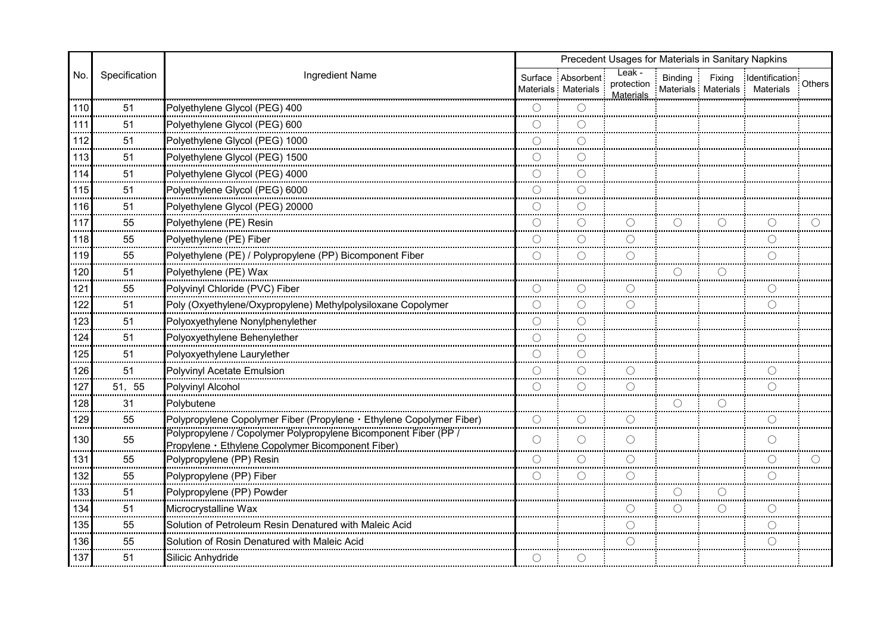| No. | Specification | Ingredient Name | Precedent Usages for Materials in Sanitary Napkins | | | | | | |
|---|---|---|---|---|---|---|---|---|---|
| | | | Surface Materials | Absorbent Materials | Leak - protection Materials | Binding Materials | Fixing Materials | Identification Materials | Others |
| 110 | 51 | Polyethylene Glycol (PEG) 400 | ○ | ○ | | | | | |
| 111 | 51 | Polyethylene Glycol (PEG) 600 | ○ | ○ | | | | | |
| 112 | 51 | Polyethylene Glycol (PEG) 1000 | ○ | ○ | | | | | |
| 113 | 51 | Polyethylene Glycol (PEG) 1500 | ○ | ○ | | | | | |
| 114 | 51 | Polyethylene Glycol (PEG) 4000 | ○ | ○ | | | | | |
| 115 | 51 | Polyethylene Glycol (PEG) 6000 | ○ | ○ | | | | | |
| 116 | 51 | Polyethylene Glycol (PEG) 20000 | ○ | ○ | | | | | |
| 117 | 55 | Polyethylene (PE) Resin | ○ | ○ | ○ | ○ | ○ | ○ | ○ |
| 118 | 55 | Polyethylene (PE) Fiber | ○ | ○ | ○ | | | ○ | |
| 119 | 55 | Polyethylene (PE) / Polypropylene (PP) Bicomponent Fiber | ○ | ○ | ○ | | | ○ | |
| 120 | 51 | Polyethylene (PE) Wax | | | | ○ | ○ | | |
| 121 | 55 | Polyvinyl Chloride (PVC) Fiber | ○ | ○ | ○ | | | ○ | |
| 122 | 51 | Poly (Oxyethylene/Oxypropylene) Methylpolysiloxane Copolymer | ○ | ○ | ○ | | | ○ | |
| 123 | 51 | Polyoxyethylene Nonylphenylether | ○ | ○ | | | | | |
| 124 | 51 | Polyoxyethylene Behenylether | ○ | ○ | | | | | |
| 125 | 51 | Polyoxyethylene Laurylether | ○ | ○ | | | | | |
| 126 | 51 | Polyvinyl Acetate Emulsion | ○ | ○ | ○ | | | ○ | |
| 127 | 51, 55 | Polyvinyl Alcohol | ○ | ○ | ○ | | | ○ | |
| 128 | 31 | Polybutene | | | | ○ | ○ | | |
| 129 | 55 | Polypropylene Copolymer Fiber (Propylene・Ethylene Copolymer Fiber) | ○ | ○ | ○ | | | ○ | |
| 130 | 55 | Polypropylene / Copolymer Polypropylene Bicomponent Fiber (PP / Propylene・Ethylene Copolymer Bicomponent Fiber) | ○ | ○ | ○ | | | ○ | |
| 131 | 55 | Polypropylene (PP) Resin | ○ | ○ | ○ | | | ○ | ○ |
| 132 | 55 | Polypropylene (PP) Fiber | ○ | ○ | ○ | | | ○ | |
| 133 | 51 | Polypropylene (PP) Powder | | | | ○ | ○ | | |
| 134 | 51 | Microcrystalline Wax | | | ○ | ○ | ○ | ○ | |
| 135 | 55 | Solution of Petroleum Resin Denatured with Maleic Acid | | | ○ | | | ○ | |
| 136 | 55 | Solution of Rosin Denatured with Maleic Acid | | | ○ | | | ○ | |
| 137 | 51 | Silicic Anhydride | ○ | ○ | | | | | |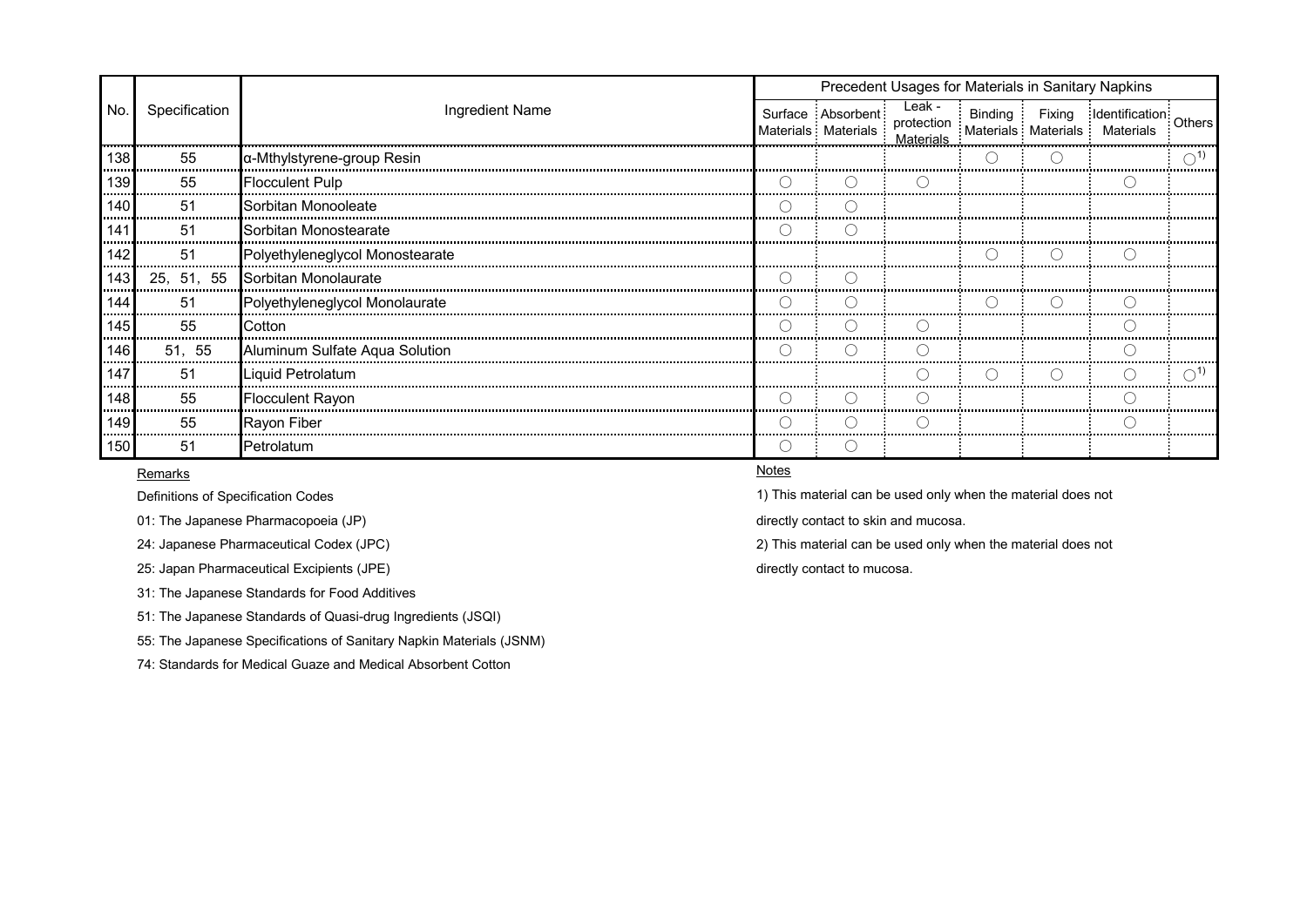| No. | Specification | Ingredient Name | Precedent Usages for Materials in Sanitary Napkins | | | | | | |
|---|---|---|---|---|---|---|---|---|---|
| | | | Surface Materials | Absorbent Materials | Leak - protection Materials | Binding Materials | Fixing Materials | Identification Materials | Others |
| 138 | 55 | α-Mthylstyrene-group Resin | | | | ○ | ○ | | ○[1] |
| 139 | 55 | Flocculent Pulp | ○ | ○ | ○ | | | ○ | |
| 140 | 51 | Sorbitan Monooleate | ○ | ○ | | | | | |
| 141 | 51 | Sorbitan Monostearate | ○ | ○ | | | | | |
| 142 | 51 | Polyethyleneglycol Monostearate | | | | ○ | ○ | ○ | |
| 143 | 25, 51, 55 | Sorbitan Monolaurate | ○ | ○ | | | | | |
| 144 | 51 | Polyethyleneglycol Monolaurate | ○ | ○ | | ○ | ○ | ○ | |
| 145 | 55 | Cotton | ○ | ○ | ○ | | | ○ | |
| 146 | 51, 55 | Aluminum Sulfate Aqua Solution | ○ | ○ | ○ | | | ○ | |
| 147 | 51 | Liquid Petrolatum | | | ○ | ○ | ○ | ○ | ○[1] |
| 148 | 55 | Flocculent Rayon | ○ | ○ | ○ | | | ○ | |
| 149 | 55 | Rayon Fiber | ○ | ○ | ○ | | | ○ | |
| 150 | 51 | Petrolatum | ○ | ○ | | | | | |

Remarks

Definitions of Specification Codes

01: The Japanese Pharmacopoeia (JP)

24: Japanese Pharmaceutical Codex (JPC)

25: Japan Pharmaceutical Excipients (JPE)

31: The Japanese Standards for Food Additives

51: The Japanese Standards of Quasi-drug Ingredients (JSQI)

55: The Japanese Specifications of Sanitary Napkin Materials (JSNM)

74: Standards for Medical Guaze and Medical Absorbent Cotton

Notes

1) This material can be used only when the material does not directly contact to skin and mucosa.

2) This material can be used only when the material does not directly contact to mucosa.